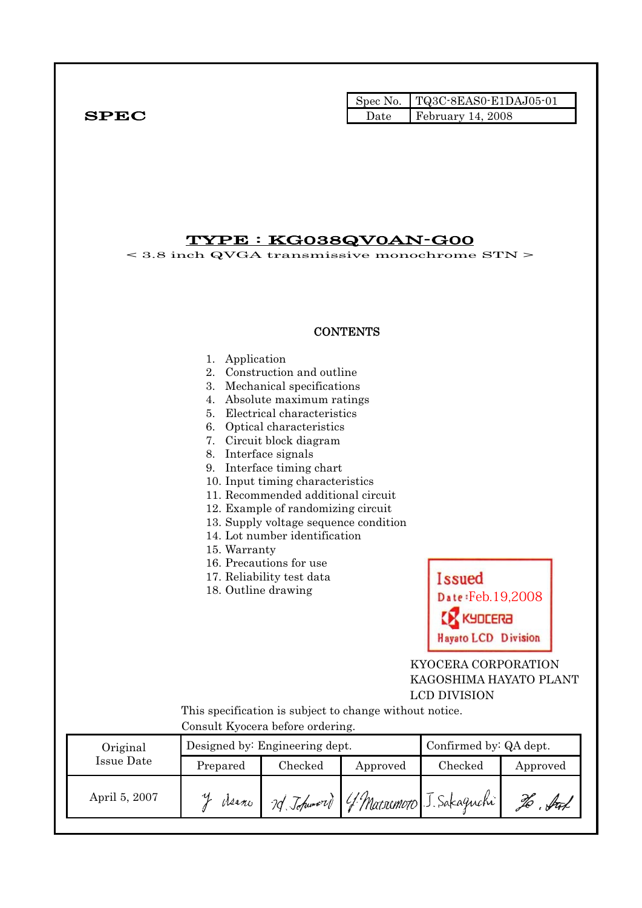**SPEC**

| Spec No. | TQ3C-8EAS0-E1DAJ05-01 |
| --- | --- |
| Date | February 14, 2008 |

# TYPE : KG038QV0AN-G00

< 3.8 inch QVGA transmissive monochrome STN >

**CONTENTS**

1. Application
2. Construction and outline
3. Mechanical specifications
4. Absolute maximum ratings
5. Electrical characteristics
6. Optical characteristics
7. Circuit block diagram
8. Interface signals
9. Interface timing chart
10. Input timing characteristics
11. Recommended additional circuit
12. Example of randomizing circuit
13. Supply voltage sequence condition
14. Lot number identification
15. Warranty
16. Precautions for use
17. Reliability test data
18. Outline drawing

Issued
Date:Feb.19,2008
KYOCERA
Hayato LCD Division

KYOCERA CORPORATION
KAGOSHIMA HAYATO PLANT
LCD DIVISION

This specification is subject to change without notice.
Consult Kyocera before ordering.

| Original Issue Date | Designed by: Engineering dept. | | | Confirmed by: QA dept. | |
| --- | --- | --- | --- | --- | --- |
| | Prepared | Checked | Approved | Checked | Approved |
| April 5, 2007 | Y. Asano | M. Tohmori | Y. Matsumoto | J. Sakaguchi | Ho. Ito |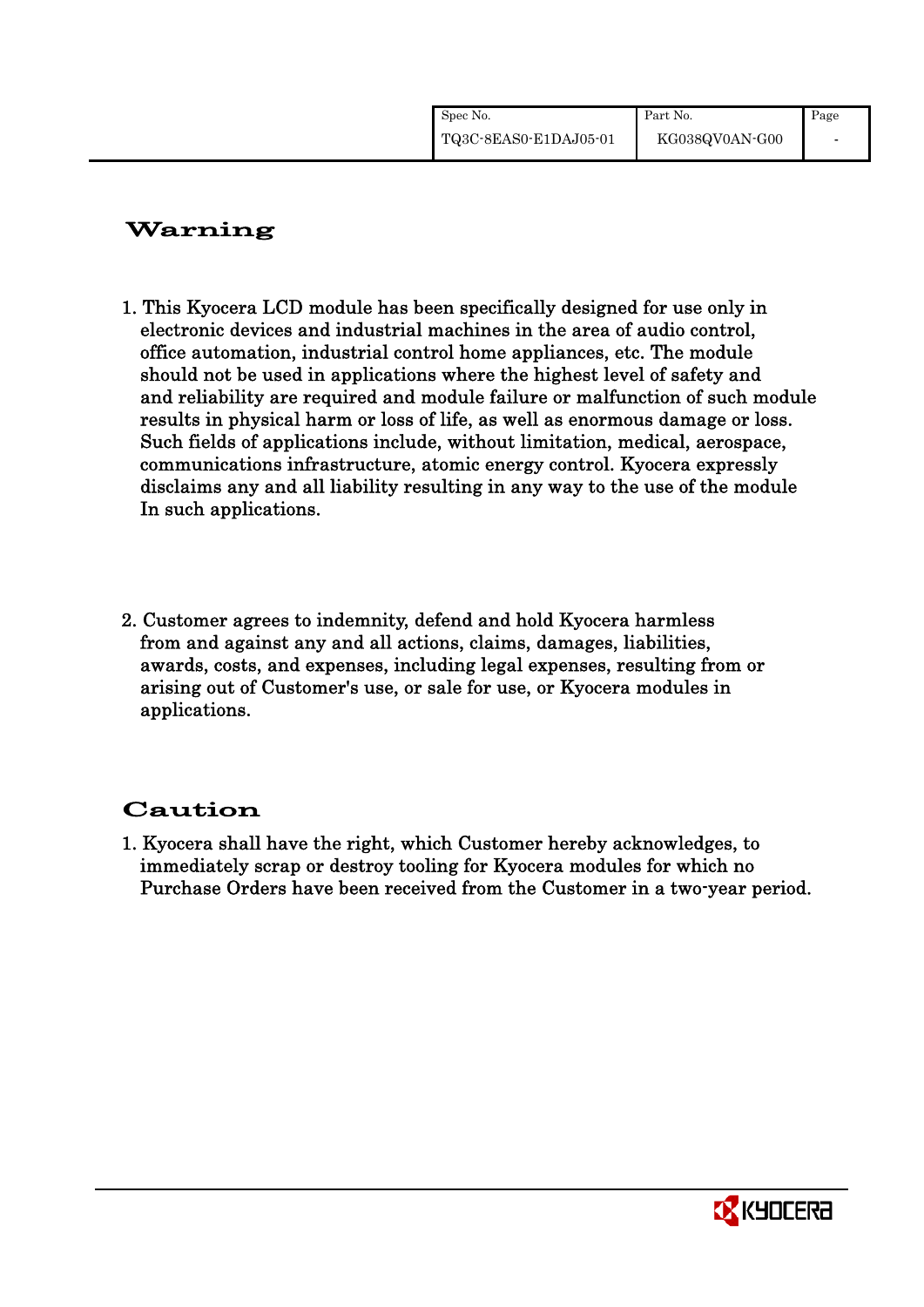## Warning

1. This Kyocera LCD module has been specifically designed for use only in electronic devices and industrial machines in the area of audio control, office automation, industrial control home appliances, etc. The module should not be used in applications where the highest level of safety and and reliability are required and module failure or malfunction of such module results in physical harm or loss of life, as well as enormous damage or loss. Such fields of applications include, without limitation, medical, aerospace, communications infrastructure, atomic energy control. Kyocera expressly disclaims any and all liability resulting in any way to the use of the module In such applications.

2. Customer agrees to indemnity, defend and hold Kyocera harmless from and against any and all actions, claims, damages, liabilities, awards, costs, and expenses, including legal expenses, resulting from or arising out of Customer's use, or sale for use, or Kyocera modules in applications.

## Caution

1. Kyocera shall have the right, which Customer hereby acknowledges, to immediately scrap or destroy tooling for Kyocera modules for which no Purchase Orders have been received from the Customer in a two-year period.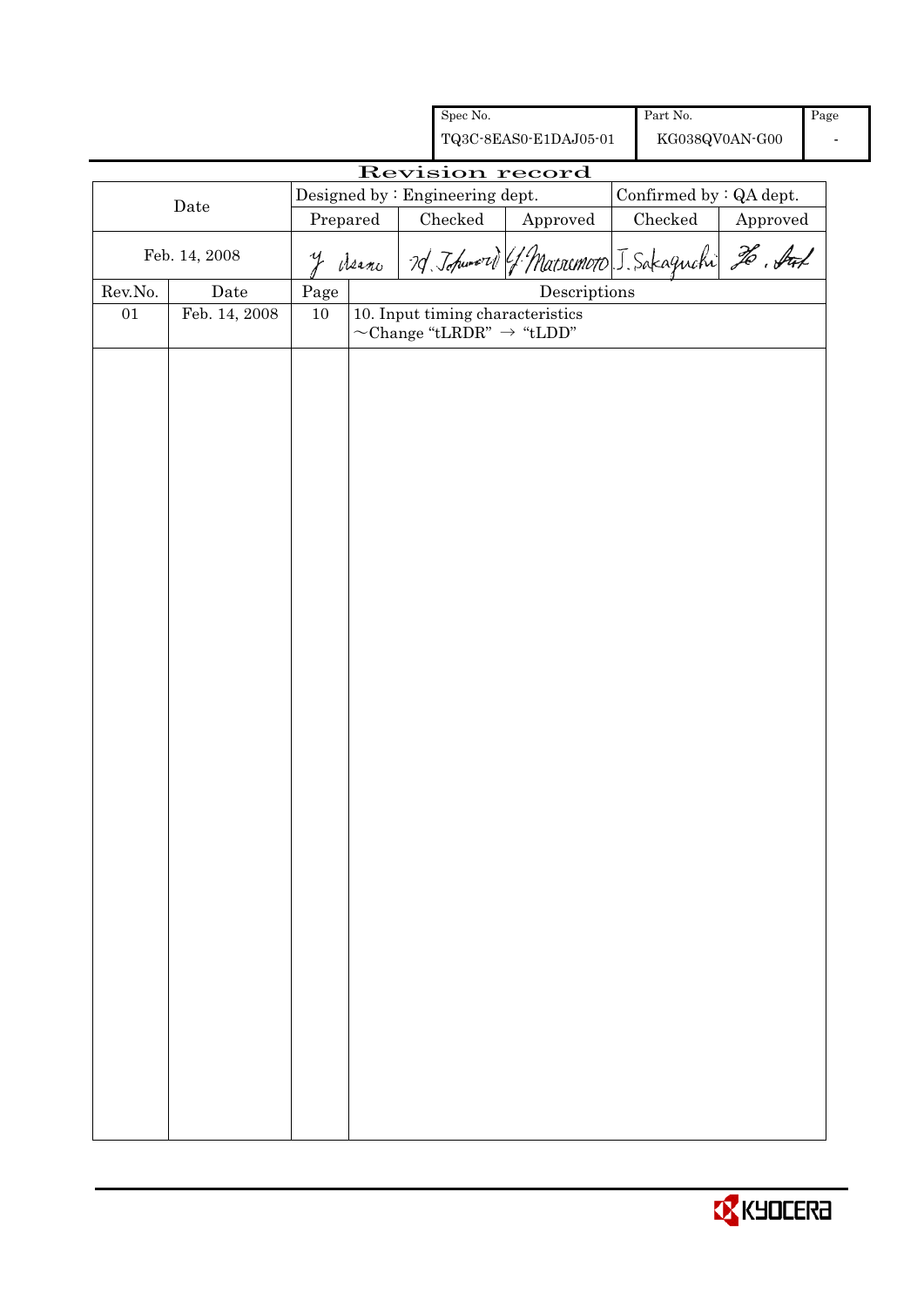| Spec No. | Part No. | Page |
|---|---|---|
| TQ3C-8EAS0-E1DAJ05-01 | KG038QV0AN-G00 | - |

# Revision record

| Date | Designed by : Engineering dept. | | | Confirmed by : QA dept. | |
|---|---|---|---|---|---|
| | Prepared | Checked | Approved | Checked | Approved |
| Feb. 14, 2008 | Y. Asano | H. Tohmori | Y. Matsumoto | J. Sakaguchi | H. Ant |

| Rev.No. | Date | Page | Descriptions |
|---|---|---|---|
| 01 | Feb. 14, 2008 | 10 | 10. Input timing characteristics<br>~Change "tLRDR" → "tLDD" |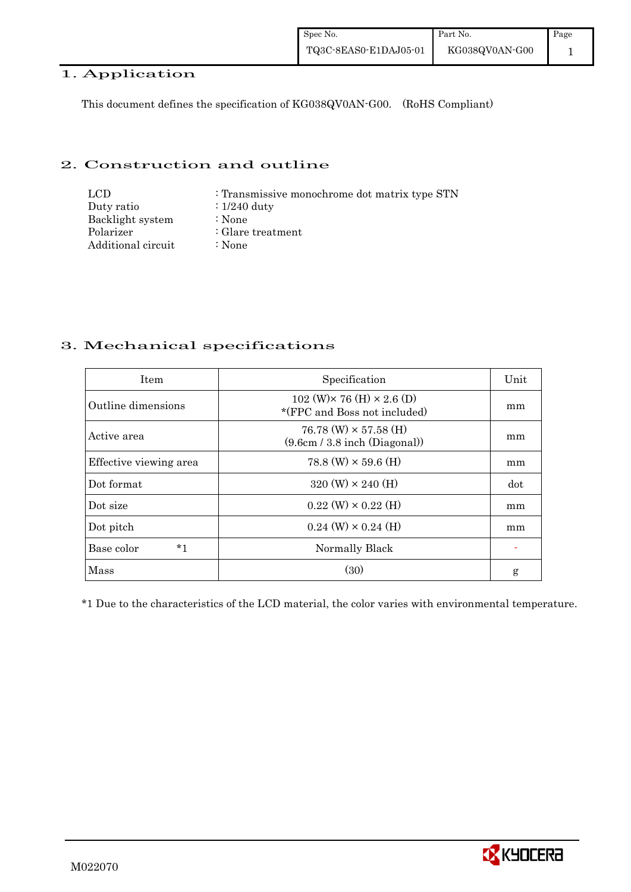## 1. Application

This document defines the specification of KG038QV0AN-G00. (RoHS Compliant)

## 2. Construction and outline

| | |
|---|---|
| LCD | : Transmissive monochrome dot matrix type STN |
| Duty ratio | : 1/240 duty |
| Backlight system | : None |
| Polarizer | : Glare treatment |
| Additional circuit | : None |

## 3. Mechanical specifications

| Item | Specification | Unit |
|---|---|---|
| Outline dimensions | 102 (W)× 76 (H) × 2.6 (D) *(FPC and Boss not included) | mm |
| Active area | 76.78 (W) × 57.58 (H) (9.6cm / 3.8 inch (Diagonal)) | mm |
| Effective viewing area | 78.8 (W) × 59.6 (H) | mm |
| Dot format | 320 (W) × 240 (H) | dot |
| Dot size | 0.22 (W) × 0.22 (H) | mm |
| Dot pitch | 0.24 (W) × 0.24 (H) | mm |
| Base color *1 | Normally Black | - |
| Mass | (30) | g |

*1 Due to the characteristics of the LCD material, the color varies with environmental temperature.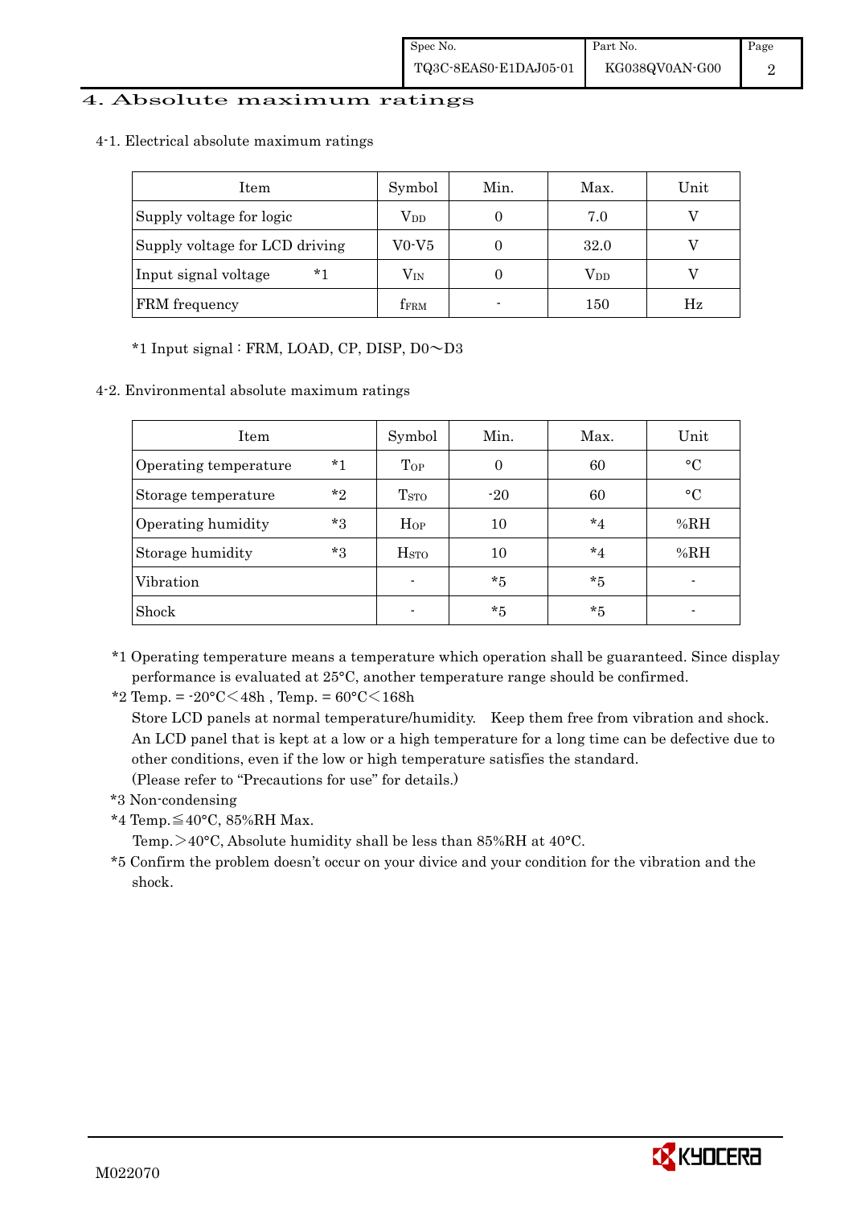# 4. Absolute maximum ratings

## 4-1. Electrical absolute maximum ratings

| Item | Symbol | Min. | Max. | Unit |
|---|---|---|---|---|
| Supply voltage for logic | $V_{DD}$ | 0 | 7.0 | V |
| Supply voltage for LCD driving | V0-V5 | 0 | 32.0 | V |
| Input signal voltage *1 | $V_{IN}$ | 0 | $V_{DD}$ | V |
| FRM frequency | $f_{FRM}$ | - | 150 | Hz |

*1 Input signal : FRM, LOAD, CP, DISP, D0～D3

## 4-2. Environmental absolute maximum ratings

| Item | Symbol | Min. | Max. | Unit |
|---|---|---|---|---|
| Operating temperature *1 | $T_{OP}$ | 0 | 60 | °C |
| Storage temperature *2 | $T_{STO}$ | -20 | 60 | °C |
| Operating humidity *3 | $H_{OP}$ | 10 | *4 | %RH |
| Storage humidity *3 | $H_{STO}$ | 10 | *4 | %RH |
| Vibration | - | *5 | *5 | - |
| Shock | - | *5 | *5 | - |

*1 Operating temperature means a temperature which operation shall be guaranteed. Since display performance is evaluated at 25°C, another temperature range should be confirmed.

*2 Temp. = -20°C＜48h , Temp. = 60°C＜168h
Store LCD panels at normal temperature/humidity. Keep them free from vibration and shock.
An LCD panel that is kept at a low or a high temperature for a long time can be defective due to other conditions, even if the low or high temperature satisfies the standard.
(Please refer to "Precautions for use" for details.)

*3 Non-condensing

*4 Temp.≦40°C, 85%RH Max.
Temp.＞40°C, Absolute humidity shall be less than 85%RH at 40°C.

*5 Confirm the problem doesn't occur on your divice and your condition for the vibration and the shock.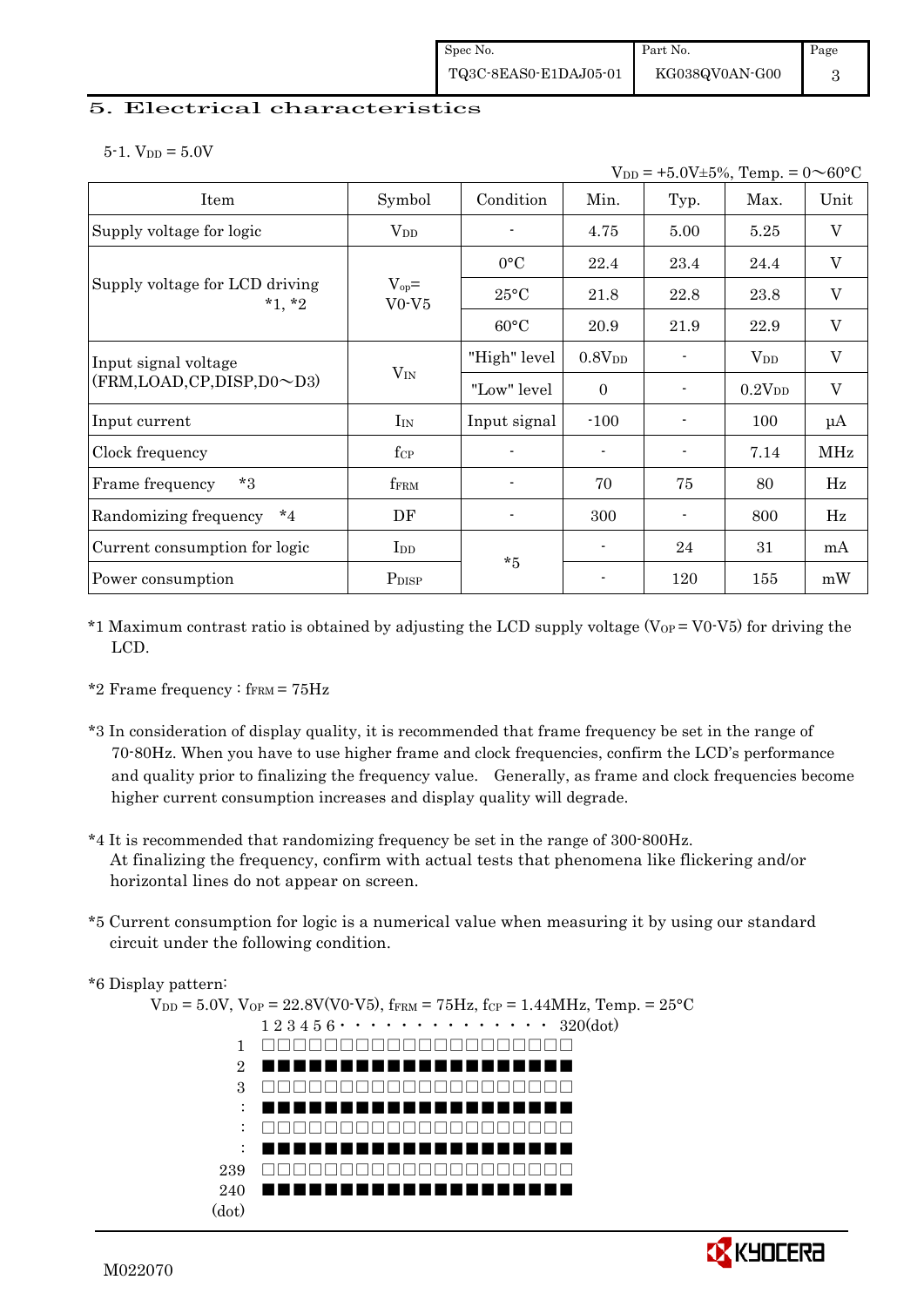## 5. Electrical characteristics

5-1. $V_{DD}$ = 5.0V

$V_{DD}$ = +5.0V±5%, Temp. = 0～60°C

| Item | Symbol | Condition | Min. | Typ. | Max. | Unit |
|---|---|---|---|---|---|---|
| Supply voltage for logic | $V_{DD}$ | - | 4.75 | 5.00 | 5.25 | V |
| Supply voltage for LCD driving *1, *2 | $V_{op}$= V0-V5 | 0°C | 22.4 | 23.4 | 24.4 | V |
| | | 25°C | 21.8 | 22.8 | 23.8 | V |
| | | 60°C | 20.9 | 21.9 | 22.9 | V |
| Input signal voltage (FRM,LOAD,CP,DISP,D0～D3) | $V_{IN}$ | "High" level | $0.8V_{DD}$ | - | $V_{DD}$ | V |
| | | "Low" level | 0 | - | $0.2V_{DD}$ | V |
| Input current | $I_{IN}$ | Input signal | -100 | - | 100 | μA |
| Clock frequency | $f_{CP}$ | - | - | - | 7.14 | MHz |
| Frame frequency *3 | $f_{FRM}$ | - | 70 | 75 | 80 | Hz |
| Randomizing frequency *4 | DF | - | 300 | - | 800 | Hz |
| Current consumption for logic | $I_{DD}$ | *5 | - | 24 | 31 | mA |
| Power consumption | $P_{DISP}$ | | - | 120 | 155 | mW |

*1 Maximum contrast ratio is obtained by adjusting the LCD supply voltage ($V_{OP}$ = V0-V5) for driving the LCD.

*2 Frame frequency : $f_{FRM}$ = 75Hz

*3 In consideration of display quality, it is recommended that frame frequency be set in the range of 70-80Hz. When you have to use higher frame and clock frequencies, confirm the LCD's performance and quality prior to finalizing the frequency value. Generally, as frame and clock frequencies become higher current consumption increases and display quality will degrade.

*4 It is recommended that randomizing frequency be set in the range of 300-800Hz. At finalizing the frequency, confirm with actual tests that phenomena like flickering and/or horizontal lines do not appear on screen.

*5 Current consumption for logic is a numerical value when measuring it by using our standard circuit under the following condition.

*6 Display pattern:

$V_{DD}$ = 5.0V, $V_{OP}$ = 22.8V(V0-V5), $f_{FRM}$ = 75Hz, $f_{CP}$ = 1.44MHz, Temp. = 25°C

```
      1 2 3 4 5 6 · · · · · · · · · · · · · · 320(dot)
  1   □□□□□□□□□□□□□□□□□□□□□
  2   ■■■■■■■■■■■■■■■■■■■■■
  3   □□□□□□□□□□□□□□□□□□□□□
  :   ■■■■■■■■■■■■■■■■■■■■■
  :   □□□□□□□□□□□□□□□□□□□□□
  :   ■■■■■■■■■■■■■■■■■■■■■
239   □□□□□□□□□□□□□□□□□□□□□
240   ■■■■■■■■■■■■■■■■■■■■■
(dot)
```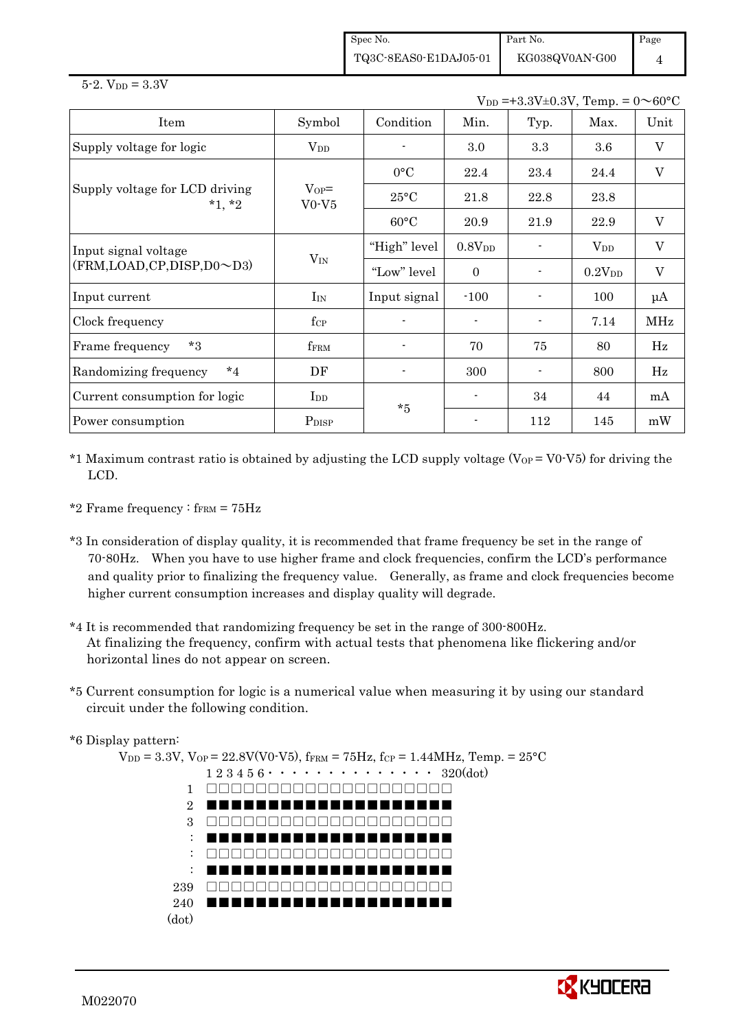5-2. $V_{DD}$ = 3.3V

$V_{DD}$ =+3.3V±0.3V, Temp. = 0～60°C

| Item | Symbol | Condition | Min. | Typ. | Max. | Unit |
|---|---|---|---|---|---|---|
| Supply voltage for logic | $V_{DD}$ | - | 3.0 | 3.3 | 3.6 | V |
| Supply voltage for LCD driving *1, *2 | $V_{OP}$= V0-V5 | 0°C | 22.4 | 23.4 | 24.4 | V |
| | | 25°C | 21.8 | 22.8 | 23.8 | |
| | | 60°C | 20.9 | 21.9 | 22.9 | V |
| Input signal voltage (FRM,LOAD,CP,DISP,D0～D3) | $V_{IN}$ | "High" level | 0.8$V_{DD}$ | - | $V_{DD}$ | V |
| | | "Low" level | 0 | - | 0.2$V_{DD}$ | V |
| Input current | $I_{IN}$ | Input signal | -100 | - | 100 | μA |
| Clock frequency | $f_{CP}$ | - | - | - | 7.14 | MHz |
| Frame frequency *3 | $f_{FRM}$ | - | 70 | 75 | 80 | Hz |
| Randomizing frequency *4 | DF | - | 300 | - | 800 | Hz |
| Current consumption for logic | $I_{DD}$ | *5 | - | 34 | 44 | mA |
| Power consumption | $P_{DISP}$ | | - | 112 | 145 | mW |

*1 Maximum contrast ratio is obtained by adjusting the LCD supply voltage ($V_{OP}$ = V0-V5) for driving the LCD.

*2 Frame frequency : $f_{FRM}$ = 75Hz

*3 In consideration of display quality, it is recommended that frame frequency be set in the range of 70-80Hz. When you have to use higher frame and clock frequencies, confirm the LCD's performance and quality prior to finalizing the frequency value. Generally, as frame and clock frequencies become higher current consumption increases and display quality will degrade.

*4 It is recommended that randomizing frequency be set in the range of 300-800Hz. At finalizing the frequency, confirm with actual tests that phenomena like flickering and/or horizontal lines do not appear on screen.

*5 Current consumption for logic is a numerical value when measuring it by using our standard circuit under the following condition.

*6 Display pattern:

$V_{DD}$ = 3.3V, $V_{OP}$ = 22.8V(V0-V5), $f_{FRM}$ = 75Hz, $f_{CP}$ = 1.44MHz, Temp. = 25°C

```
        1 2 3 4 5 6 · · · · · · · · · · · · · ·  320(dot)
  1     □□□□□□□□□□□□□□□□□□□□
  2     ■■■■■■■■■■■■■■■■■■■■
  3     □□□□□□□□□□□□□□□□□□□□
  :     ■■■■■■■■■■■■■■■■■■■■
  :     □□□□□□□□□□□□□□□□□□□□
  :     ■■■■■■■■■■■■■■■■■■■■
239     □□□□□□□□□□□□□□□□□□□□
240     ■■■■■■■■■■■■■■■■■■■■
(dot)
```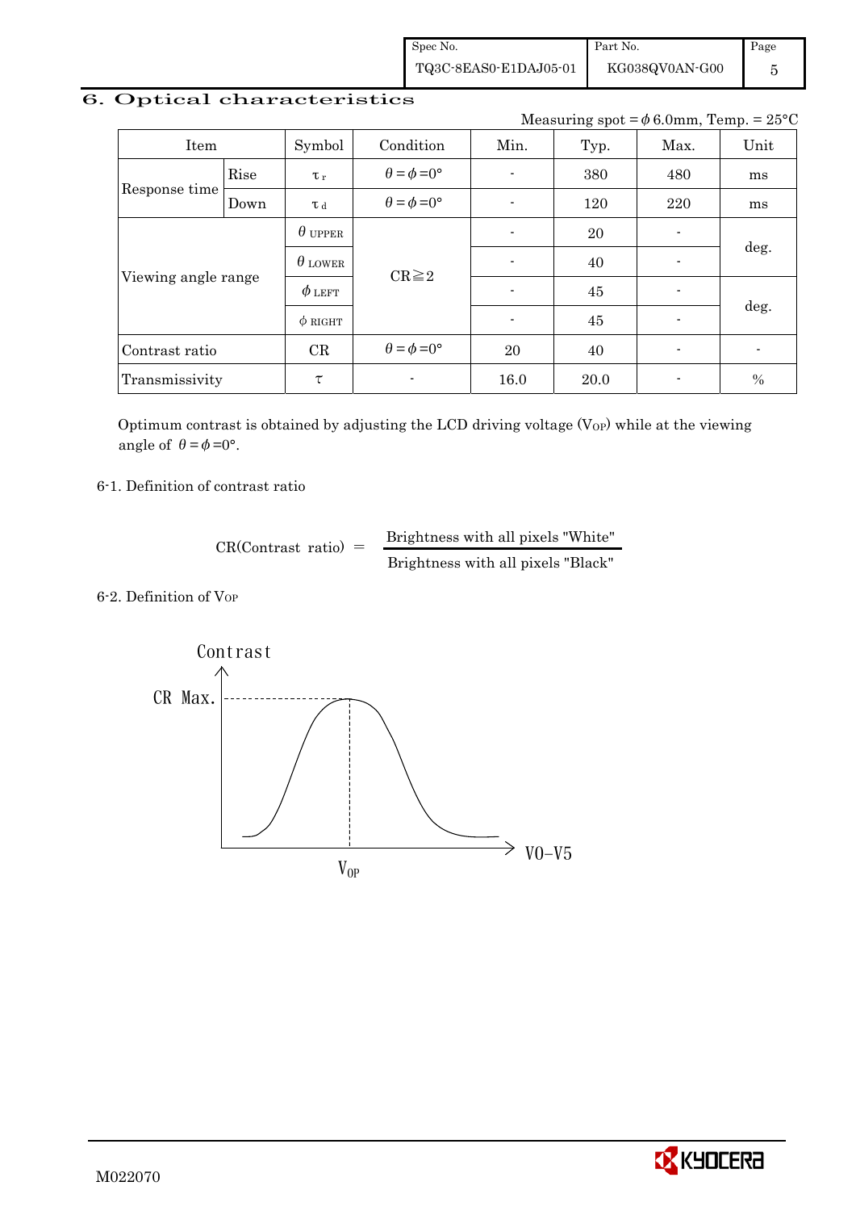# 6. Optical characteristics

Measuring spot = $\phi$ 6.0mm, Temp. = 25°C

| Item | | Symbol | Condition | Min. | Typ. | Max. | Unit |
|---|---|---|---|---|---|---|---|
| Response time | Rise | $\tau_r$ | $\theta = \phi = 0°$ | - | 380 | 480 | ms |
| | Down | $\tau_d$ | $\theta = \phi = 0°$ | - | 120 | 220 | ms |
| Viewing angle range | | $\theta_{UPPER}$ | CR≧2 | - | 20 | - | deg. |
| | | $\theta_{LOWER}$ | | - | 40 | - | |
| | | $\phi_{LEFT}$ | | - | 45 | - | deg. |
| | | $\phi_{RIGHT}$ | | - | 45 | - | |
| Contrast ratio | | CR | $\theta = \phi = 0°$ | 20 | 40 | - | - |
| Transmissivity | | $\tau$ | - | 16.0 | 20.0 | - | % |

Optimum contrast is obtained by adjusting the LCD driving voltage ($V_{OP}$) while at the viewing angle of $\theta = \phi = 0°$.

6-1. Definition of contrast ratio

$$\text{CR(Contrast ratio)} = \frac{\text{Brightness with all pixels "White"}}{\text{Brightness with all pixels "Black"}}$$

6-2. Definition of $V_{OP}$

Contrast

CR Max.

$V_{OP}$

V0−V5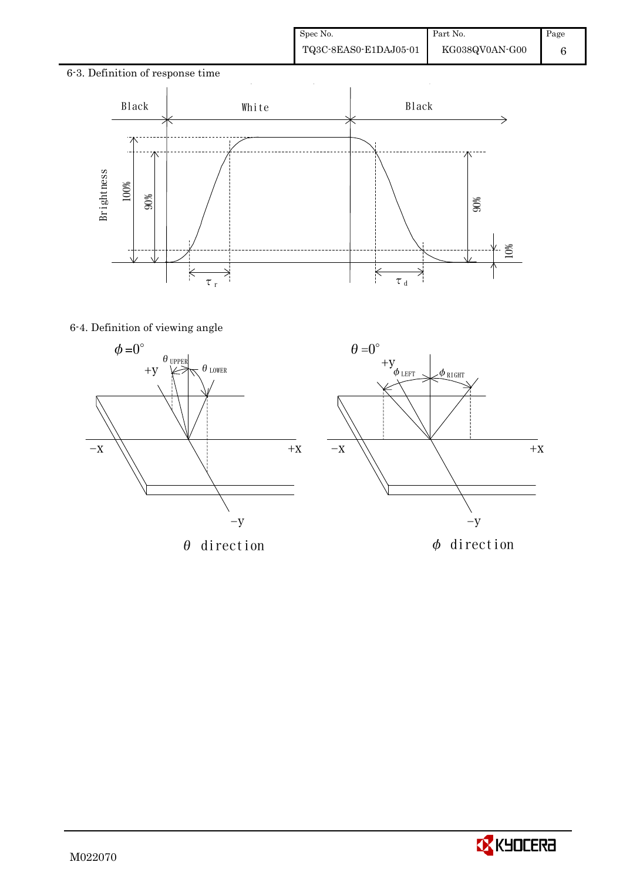## 6-3. Definition of response time

## 6-4. Definition of viewing angle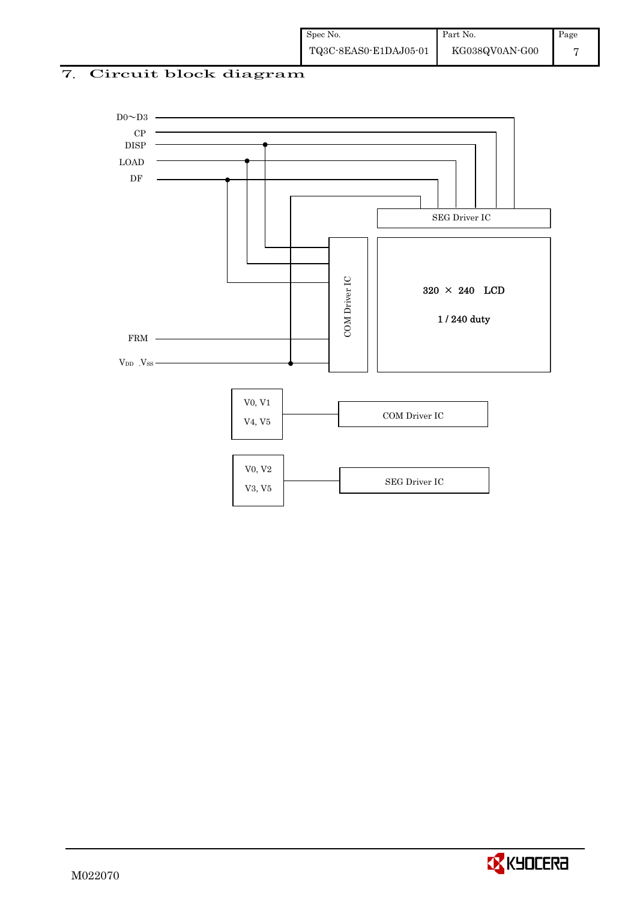## 7. Circuit block diagram

D0～D3

CP

DISP

LOAD

DF

SEG Driver IC

COM Driver IC

320 × 240 LCD

1 / 240 duty

FRM

$V_{DD}$ ,$V_{SS}$

V0, V1

V4, V5

COM Driver IC

V0, V2

V3, V5

SEG Driver IC

M022070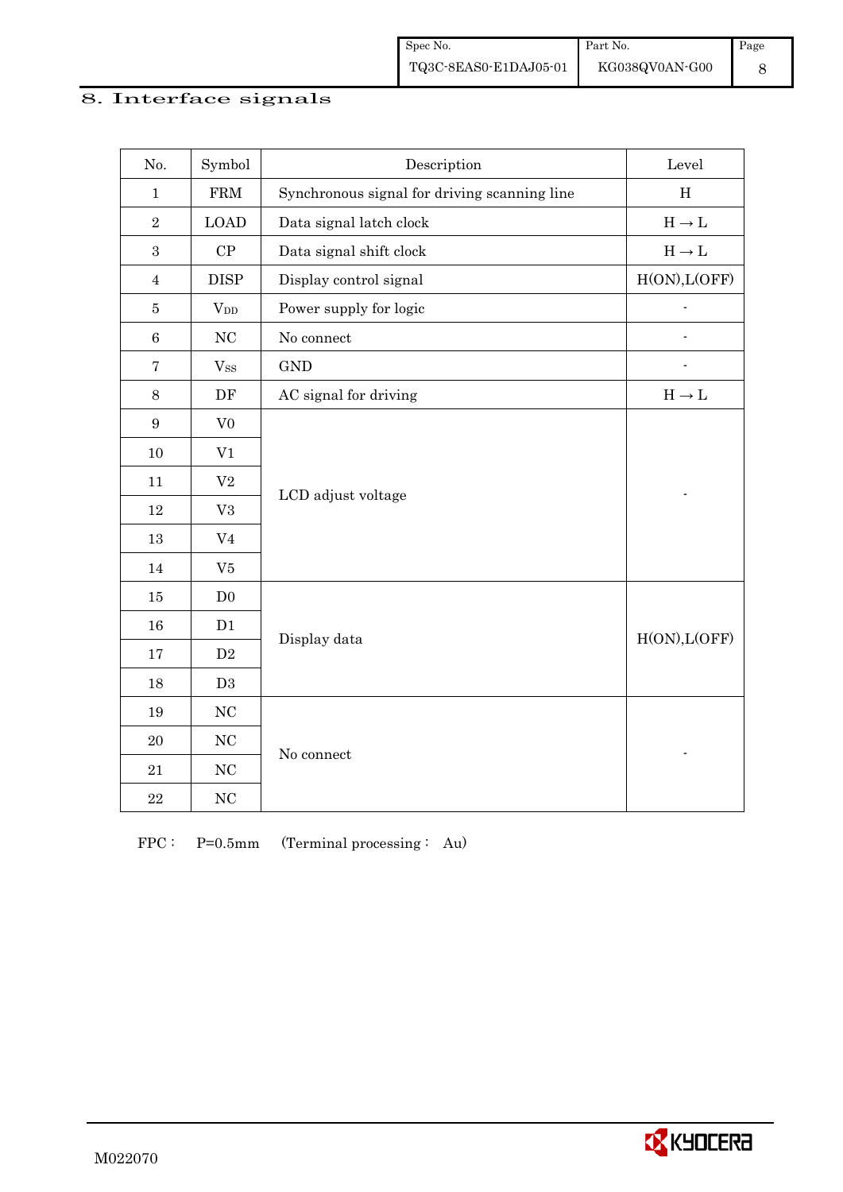# 8. Interface signals

| No. | Symbol | Description | Level |
|---|---|---|---|
| 1 | FRM | Synchronous signal for driving scanning line | H |
| 2 | LOAD | Data signal latch clock | H → L |
| 3 | CP | Data signal shift clock | H → L |
| 4 | DISP | Display control signal | H(ON),L(OFF) |
| 5 | $V_{DD}$ | Power supply for logic | - |
| 6 | NC | No connect | - |
| 7 | $V_{SS}$ | GND | - |
| 8 | DF | AC signal for driving | H → L |
| 9 | V0 | LCD adjust voltage | - |
| 10 | V1 | | |
| 11 | V2 | | |
| 12 | V3 | | |
| 13 | V4 | | |
| 14 | V5 | | |
| 15 | D0 | Display data | H(ON),L(OFF) |
| 16 | D1 | | |
| 17 | D2 | | |
| 18 | D3 | | |
| 19 | NC | No connect | - |
| 20 | NC | | |
| 21 | NC | | |
| 22 | NC | | |

FPC： P=0.5mm (Terminal processing： Au)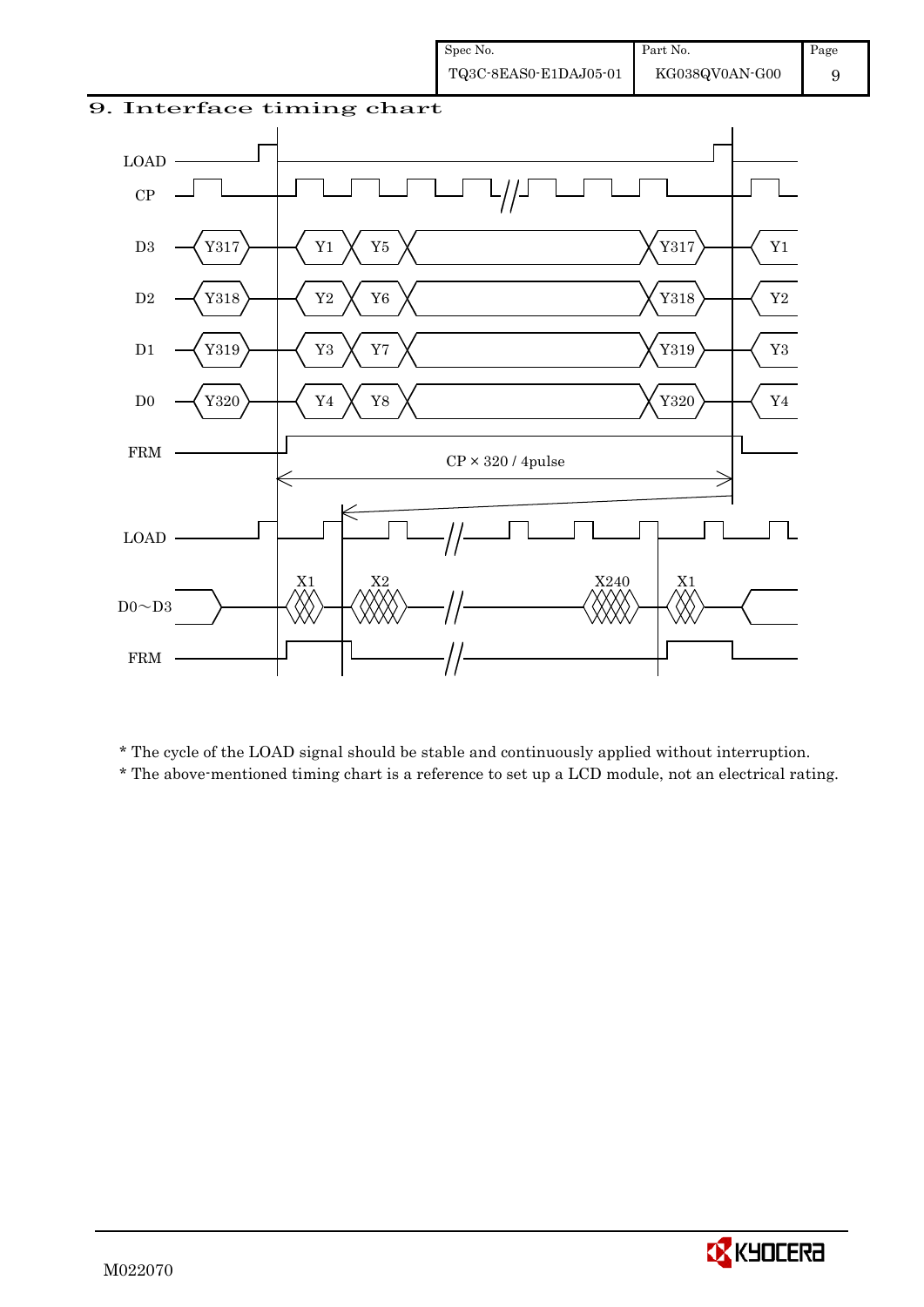# 9. Interface timing chart

LOAD

CP

D3 Y317 Y1 Y5 Y317 Y1

D2 Y318 Y2 Y6 Y318 Y2

D1 Y319 Y3 Y7 Y319 Y3

D0 Y320 Y4 Y8 Y320 Y4

FRM

CP × 320 / 4pulse

LOAD

D0～D3 X1 X2 X240 X1

FRM

* The cycle of the LOAD signal should be stable and continuously applied without interruption.
* The above-mentioned timing chart is a reference to set up a LCD module, not an electrical rating.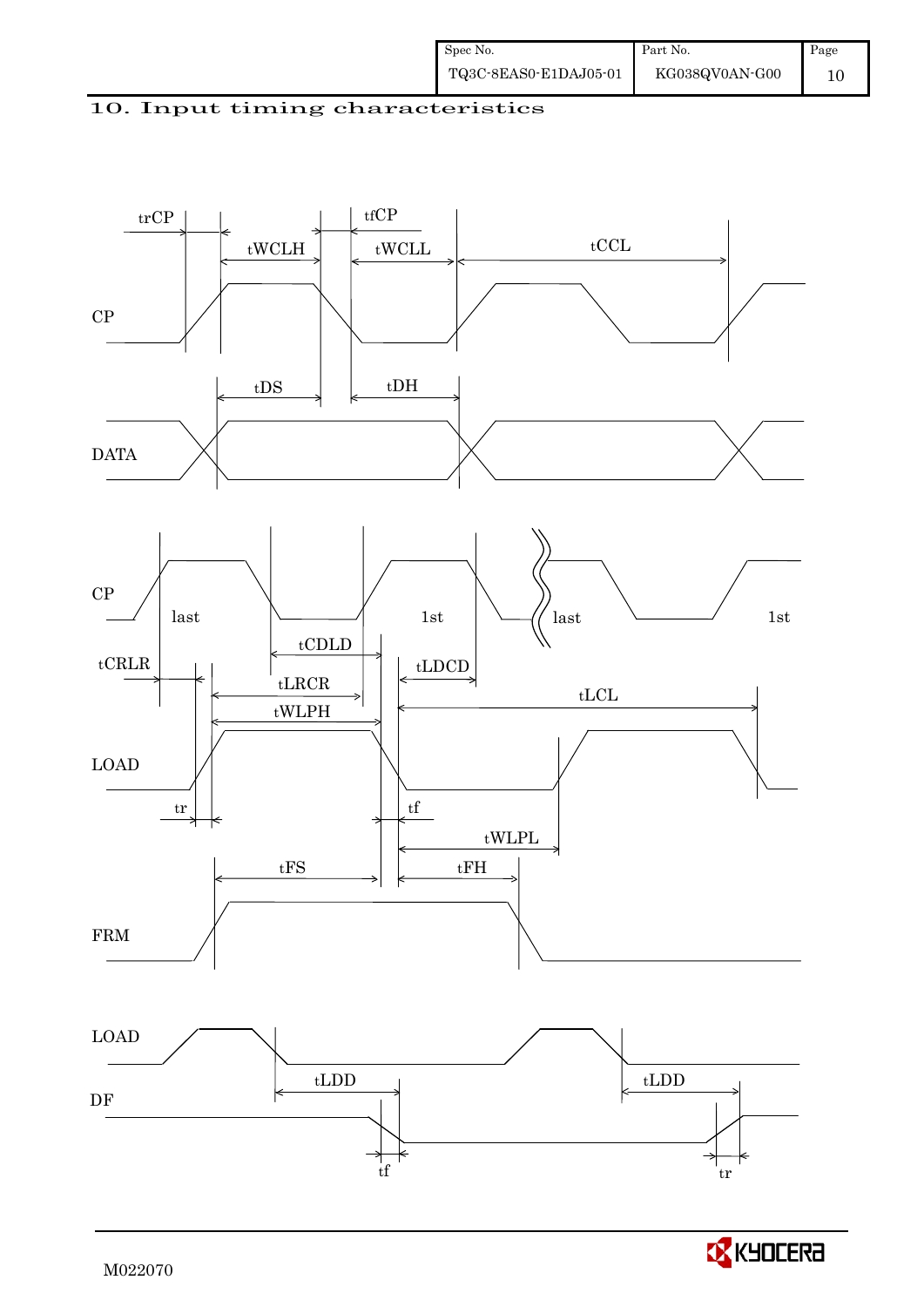# 10. Input timing characteristics

CP

trCP tfCP tWCLH tWCLL tCCL

DATA

tDS tDH

CP

last 1st last 1st

tCRLR tCDLD tLDCD tLRCR tWLPH tLCL

LOAD

tr tf tWLPL

tFS tFH

FRM

LOAD

tLDD tLDD

DF

tf tr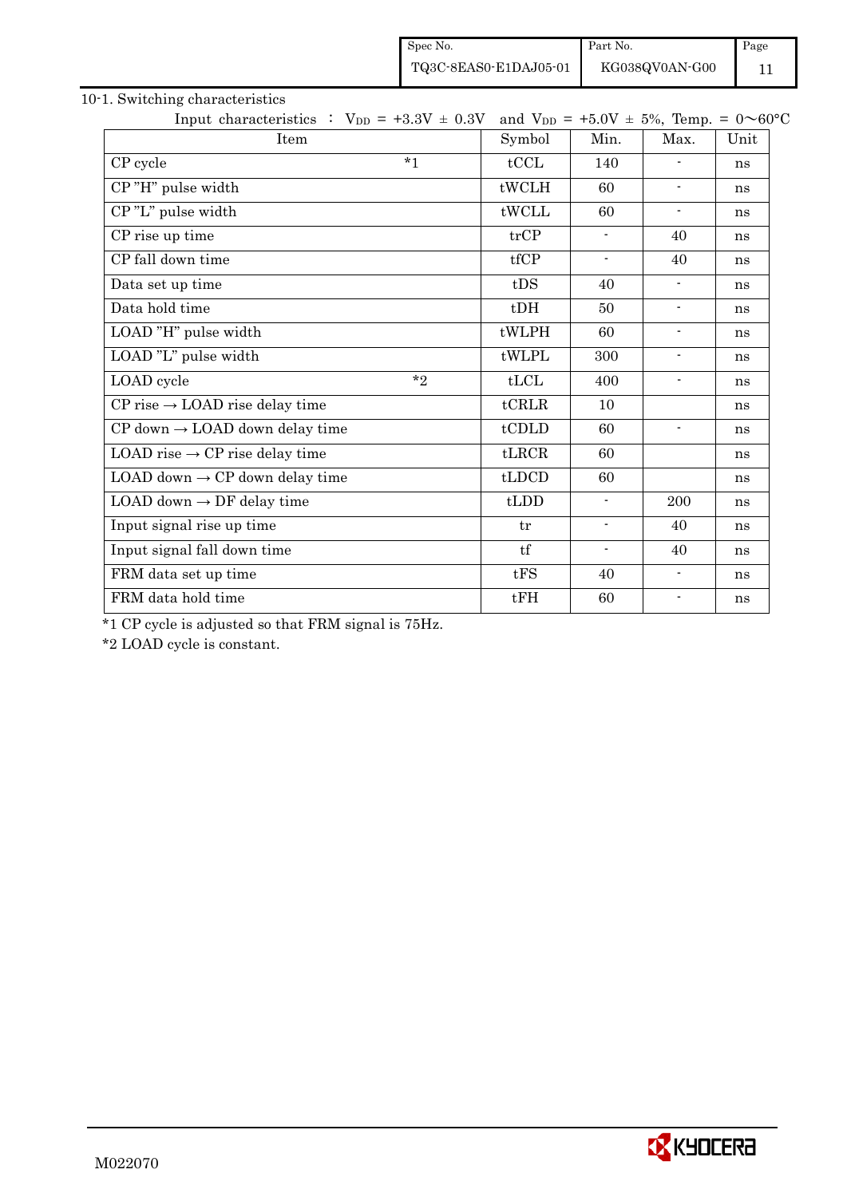10-1. Switching characteristics

Input characteristics ： $V_{DD}$ = +3.3V ± 0.3V and $V_{DD}$ = +5.0V ± 5%, Temp. = 0～60°C

| Item | Symbol | Min. | Max. | Unit |
|---|---|---|---|---|
| CP cycle *1 | tCCL | 140 | - | ns |
| CP "H" pulse width | tWCLH | 60 | - | ns |
| CP "L" pulse width | tWCLL | 60 | - | ns |
| CP rise up time | trCP | - | 40 | ns |
| CP fall down time | tfCP | - | 40 | ns |
| Data set up time | tDS | 40 | - | ns |
| Data hold time | tDH | 50 | - | ns |
| LOAD "H" pulse width | tWLPH | 60 | - | ns |
| LOAD "L" pulse width | tWLPL | 300 | - | ns |
| LOAD cycle *2 | tLCL | 400 | - | ns |
| CP rise → LOAD rise delay time | tCRLR | 10 | | ns |
| CP down → LOAD down delay time | tCDLD | 60 | - | ns |
| LOAD rise → CP rise delay time | tLRCR | 60 | | ns |
| LOAD down → CP down delay time | tLDCD | 60 | | ns |
| LOAD down → DF delay time | tLDD | - | 200 | ns |
| Input signal rise up time | tr | - | 40 | ns |
| Input signal fall down time | tf | - | 40 | ns |
| FRM data set up time | tFS | 40 | - | ns |
| FRM data hold time | tFH | 60 | - | ns |

*1 CP cycle is adjusted so that FRM signal is 75Hz.

*2 LOAD cycle is constant.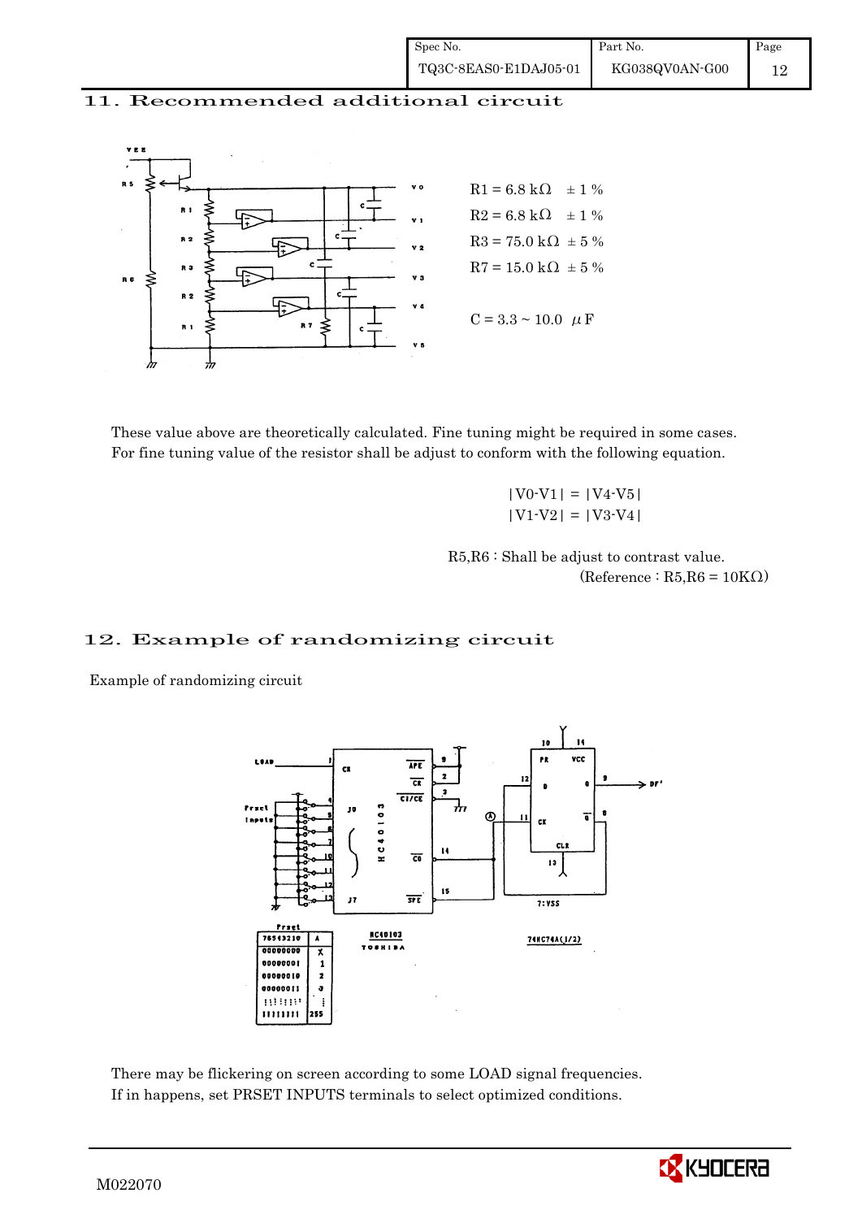## 11. Recommended additional circuit

R1 = 6.8 kΩ ± 1 %
R2 = 6.8 kΩ ± 1 %
R3 = 75.0 kΩ ± 5 %
R7 = 15.0 kΩ ± 5 %

C = 3.3 ~ 10.0 μF

These value above are theoretically calculated. Fine tuning might be required in some cases.
For fine tuning value of the resistor shall be adjust to conform with the following equation.

$$|V0-V1| = |V4-V5|$$
$$|V1-V2| = |V3-V4|$$

R5,R6 : Shall be adjust to contrast value.
(Reference : R5,R6 = 10KΩ)

## 12. Example of randomizing circuit

Example of randomizing circuit

| Prset 76543210 | A |
|---|---|
| 00000000 | X |
| 00000001 | 1 |
| 00000010 | 2 |
| 00000011 | 3 |
| ⋮ | ⋮ |
| 11111111 | 255 |

HC40103 TOSHIBA

74HC74A(1/2)

There may be flickering on screen according to some LOAD signal frequencies.
If in happens, set PRSET INPUTS terminals to select optimized conditions.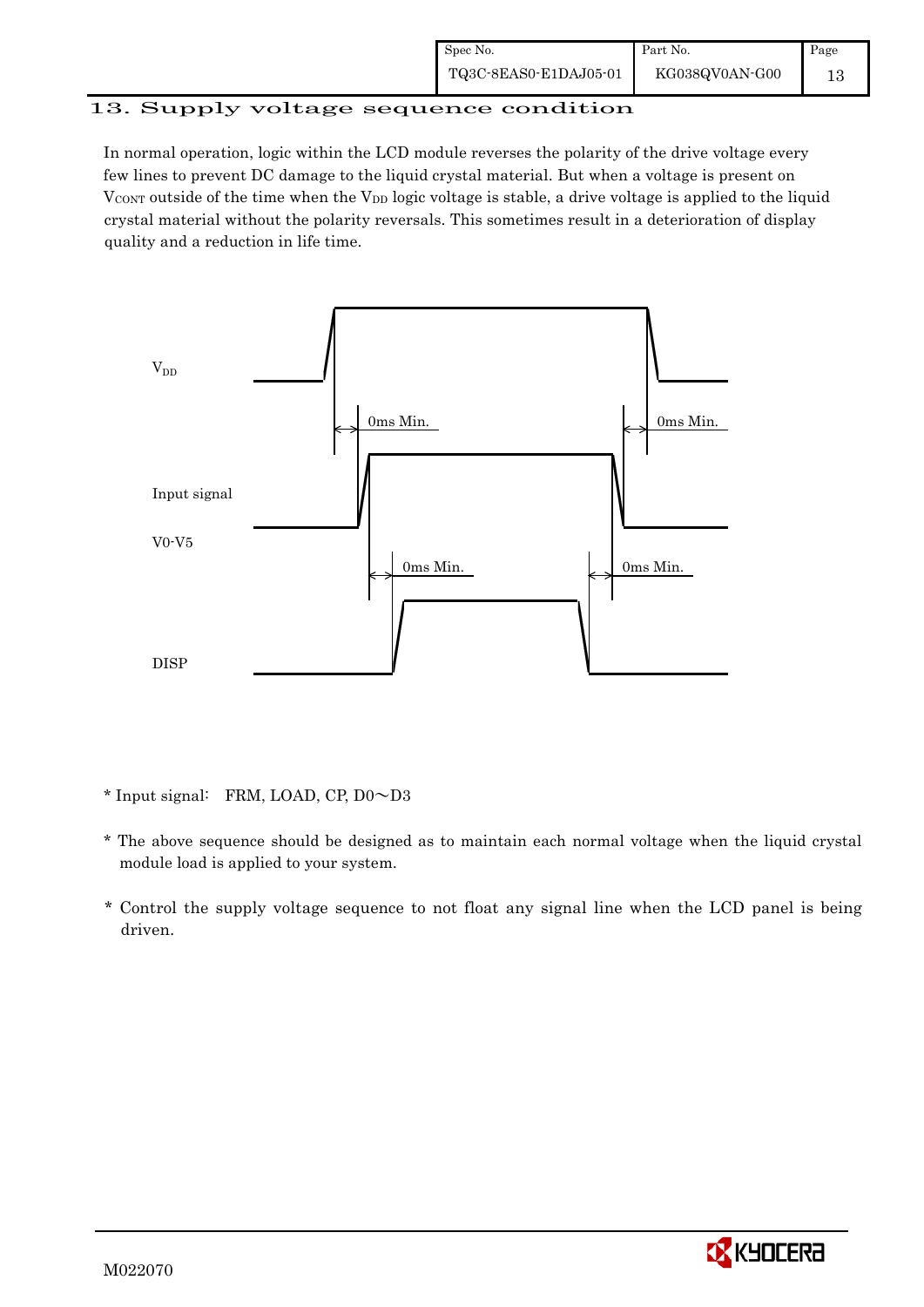## 13. Supply voltage sequence condition

In normal operation, logic within the LCD module reverses the polarity of the drive voltage every few lines to prevent DC damage to the liquid crystal material. But when a voltage is present on $V_{CONT}$ outside of the time when the $V_{DD}$ logic voltage is stable, a drive voltage is applied to the liquid crystal material without the polarity reversals. This sometimes result in a deterioration of display quality and a reduction in life time.

$V_{DD}$

0ms Min.  0ms Min.

Input signal

V0-V5

0ms Min.  0ms Min.

DISP

* Input signal:  FRM, LOAD, CP, D0～D3

* The above sequence should be designed as to maintain each normal voltage when the liquid crystal module load is applied to your system.

* Control the supply voltage sequence to not float any signal line when the LCD panel is being driven.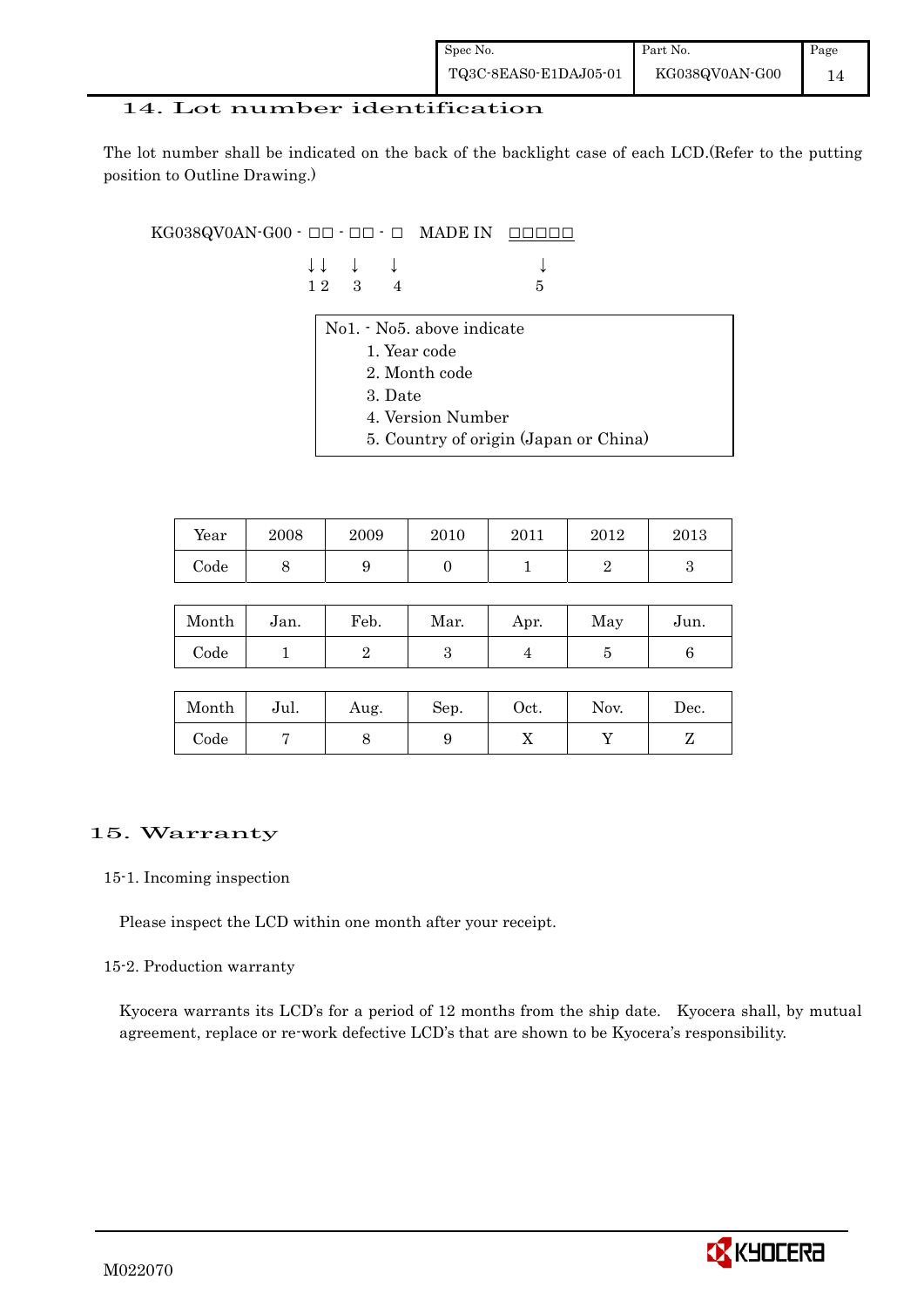## 14. Lot number identification

The lot number shall be indicated on the back of the backlight case of each LCD.(Refer to the putting position to Outline Drawing.)

```
KG038QV0AN-G00 - □□ - □□ - □   MADE IN  □□□□□
                 ↓↓   ↓    ↓             ↓
                 1 2  3    4             5
```

No1. - No5. above indicate
1. Year code
2. Month code
3. Date
4. Version Number
5. Country of origin (Japan or China)

| Year | 2008 | 2009 | 2010 | 2011 | 2012 | 2013 |
|---|---|---|---|---|---|---|
| Code | 8 | 9 | 0 | 1 | 2 | 3 |

| Month | Jan. | Feb. | Mar. | Apr. | May | Jun. |
|---|---|---|---|---|---|---|
| Code | 1 | 2 | 3 | 4 | 5 | 6 |

| Month | Jul. | Aug. | Sep. | Oct. | Nov. | Dec. |
|---|---|---|---|---|---|---|
| Code | 7 | 8 | 9 | X | Y | Z |

## 15. Warranty

### 15-1. Incoming inspection

Please inspect the LCD within one month after your receipt.

### 15-2. Production warranty

Kyocera warrants its LCD's for a period of 12 months from the ship date. Kyocera shall, by mutual agreement, replace or re-work defective LCD's that are shown to be Kyocera's responsibility.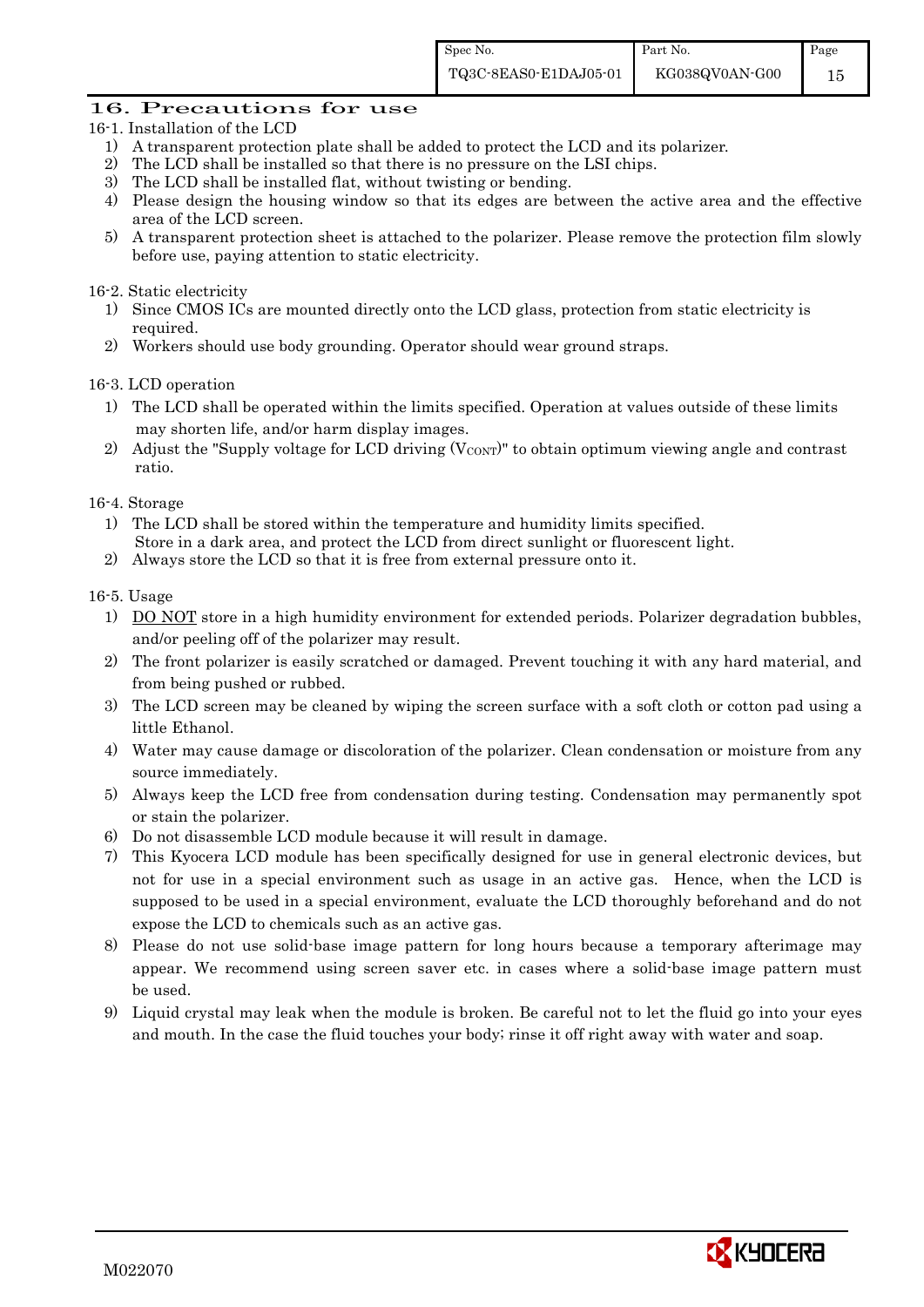## 16. Precautions for use

16-1. Installation of the LCD

1) A transparent protection plate shall be added to protect the LCD and its polarizer.
2) The LCD shall be installed so that there is no pressure on the LSI chips.
3) The LCD shall be installed flat, without twisting or bending.
4) Please design the housing window so that its edges are between the active area and the effective area of the LCD screen.
5) A transparent protection sheet is attached to the polarizer. Please remove the protection film slowly before use, paying attention to static electricity.

16-2. Static electricity

1) Since CMOS ICs are mounted directly onto the LCD glass, protection from static electricity is required.
2) Workers should use body grounding. Operator should wear ground straps.

16-3. LCD operation

1) The LCD shall be operated within the limits specified. Operation at values outside of these limits may shorten life, and/or harm display images.
2) Adjust the "Supply voltage for LCD driving ($V_{CONT}$)" to obtain optimum viewing angle and contrast ratio.

16-4. Storage

1) The LCD shall be stored within the temperature and humidity limits specified.
   Store in a dark area, and protect the LCD from direct sunlight or fluorescent light.
2) Always store the LCD so that it is free from external pressure onto it.

16-5. Usage

1) DO NOT store in a high humidity environment for extended periods. Polarizer degradation bubbles, and/or peeling off of the polarizer may result.
2) The front polarizer is easily scratched or damaged. Prevent touching it with any hard material, and from being pushed or rubbed.
3) The LCD screen may be cleaned by wiping the screen surface with a soft cloth or cotton pad using a little Ethanol.
4) Water may cause damage or discoloration of the polarizer. Clean condensation or moisture from any source immediately.
5) Always keep the LCD free from condensation during testing. Condensation may permanently spot or stain the polarizer.
6) Do not disassemble LCD module because it will result in damage.
7) This Kyocera LCD module has been specifically designed for use in general electronic devices, but not for use in a special environment such as usage in an active gas. Hence, when the LCD is supposed to be used in a special environment, evaluate the LCD thoroughly beforehand and do not expose the LCD to chemicals such as an active gas.
8) Please do not use solid-base image pattern for long hours because a temporary afterimage may appear. We recommend using screen saver etc. in cases where a solid-base image pattern must be used.
9) Liquid crystal may leak when the module is broken. Be careful not to let the fluid go into your eyes and mouth. In the case the fluid touches your body; rinse it off right away with water and soap.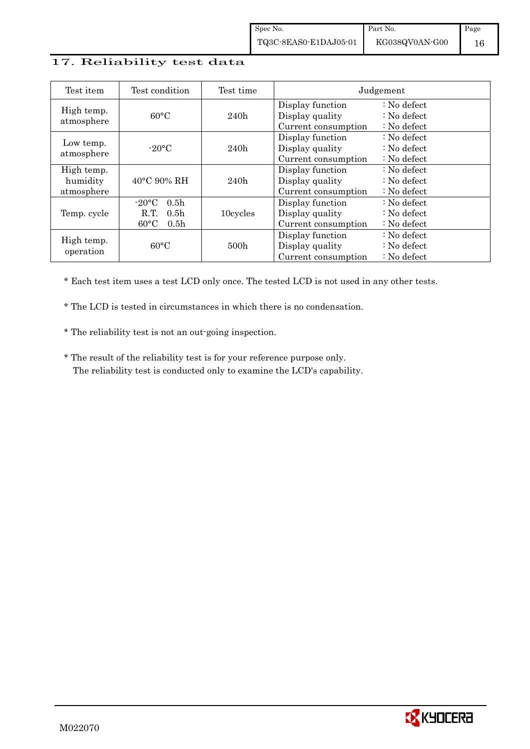## 17. Reliability test data

| Test item | Test condition | Test time | Judgement |
|---|---|---|---|
| High temp. atmosphere | 60°C | 240h | Display function : No defect<br>Display quality : No defect<br>Current consumption : No defect |
| Low temp. atmosphere | -20°C | 240h | Display function : No defect<br>Display quality : No defect<br>Current consumption : No defect |
| High temp. humidity atmosphere | 40°C 90% RH | 240h | Display function : No defect<br>Display quality : No defect<br>Current consumption : No defect |
| Temp. cycle | -20°C 0.5h<br>R.T. 0.5h<br>60°C 0.5h | 10cycles | Display function : No defect<br>Display quality : No defect<br>Current consumption : No defect |
| High temp. operation | 60°C | 500h | Display function : No defect<br>Display quality : No defect<br>Current consumption : No defect |

* Each test item uses a test LCD only once. The tested LCD is not used in any other tests.

* The LCD is tested in circumstances in which there is no condensation.

* The reliability test is not an out-going inspection.

* The result of the reliability test is for your reference purpose only.
  The reliability test is conducted only to examine the LCD's capability.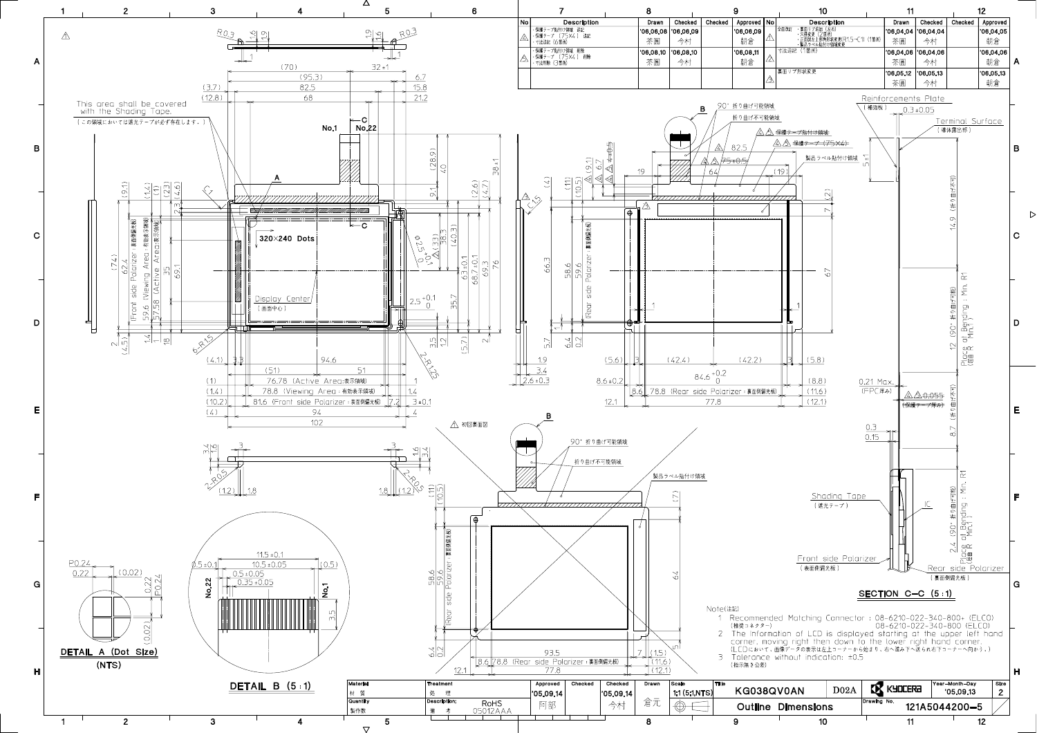| No | Description | Drawn | Checked | Checked | Approved |
|---|---|---|---|---|---|
| △ | ・保護テープ貼付け領域 追記 ・保護テープ (75X4) 追記 ・寸法追記 (6箇所) | '06,06,08 茶園 | '06,06,09 今村 | | '06,06,09 朝倉 |
| △ | ・保護テープ貼付け領域 削除 ・保護テープ (75X4) 削除 ・寸法削除 (3箇所) | '06,08,10 茶園 | '06,08,10 今村 | | '06,08,11 朝倉 |

| No | Description | Drawn | Checked | Checked | Approved |
|---|---|---|---|---|---|
| △ | 全面改訂 ・裏面リブ削除 (左右) ・穴径変更 (2箇所) ・曲げR最小値変更 R1.5→R1 (1箇所) ・製品ラベル貼付け領域変更 | '06,04,04 茶園 | '06,04,04 今村 | | '06,04,05 朝倉 |
| △ | 寸法追記 (1箇所) | '06,04,06 茶園 | '06,04,06 今村 | | '06,04,06 朝倉 |
| △ | 裏面リブ形状変更 | '06,05,12 茶園 | '06,05,13 今村 | | '06,05,13 朝倉 |

This area shall be covered with the Shading Tape.
(この領域においては遮光テープが必ず存在します。)

320×240 Dots

Display Center (画面中心)

76.78 (Active Area:表示領域)
78.8 (Viewing Area : 有効表示領域)
81.6 (Front side Polarizer : 表面側偏光板)
62.4 (Front side Polarizer : 表面側偏光板)
59.6 (Viewing Area : 有効表示領域)
57.58 (Active Area:表示領域)
58.6 / 59.6 (Rear side Polarizer : 裏面側偏光板)
78.8 (Rear side Polarizer : 裏面側偏光板)

90° 折り曲げ可能領域
折り曲げ不可能領域
保護テープ貼付け領域
保護テープ (75X4)
製品ラベル貼付け領域
初回裏面図

Reinforcements Plate (補強板) 0.3±0.05
Terminal Surface (導体露出部)
0.21 Max. (FPC厚み)
0.055 (保護テープ厚み)
Shading Tape (遮光テープ)
IC
Front side Polarizer (表面側偏光板)
Rear side Polarizer (裏面側偏光板)
Place of Bending : Min. R1 (曲げR Min.1)
14.9 (折り曲げ不可)
12 (90° 折り曲げ可能)
8.7 (折り曲げ不可)
2.4 (90° 折り曲げ可能)

SECTION C–C (5:1)

DETAIL A (Dot Size) (NTS)

DETAIL B (5:1)

Note(注記)
1. Recommended Matching Connector : 08-6210-022-340-800+ (ELCO)
(推奨コネクター) 08-6210-022-340-800 (ELCO)
2. The information of LCD is displayed starting at the upper left hand corner, moving right then down to the lower right hand corner.
(LCDにおいて、画像データの表示は左上コーナーから始まり、右へ進み下へ送られ右下コーナーへ向かう。)
3. Tolerance without indication: ±0.5
(指示無き公差)

| Material 材質 | Treatment 処理 | Approved | Checked | Checked | Drawn | Scale | Title | | | Year-Month-Day | Size |
|---|---|---|---|---|---|---|---|---|---|---|---|
| | | '05,09,14 阿部 | | '05,09,14 今村 | 倉元 | 1:1 (5:1,NTS) | KG038QV0AN | D02A | KYOCERA | '05,09,13 | 2 |
| Quantity 製作数 | Description: 備考 RoHS 05012AAA | | | | | | Outline Dimensions | | Drawing No. 121A5044200-5 | | |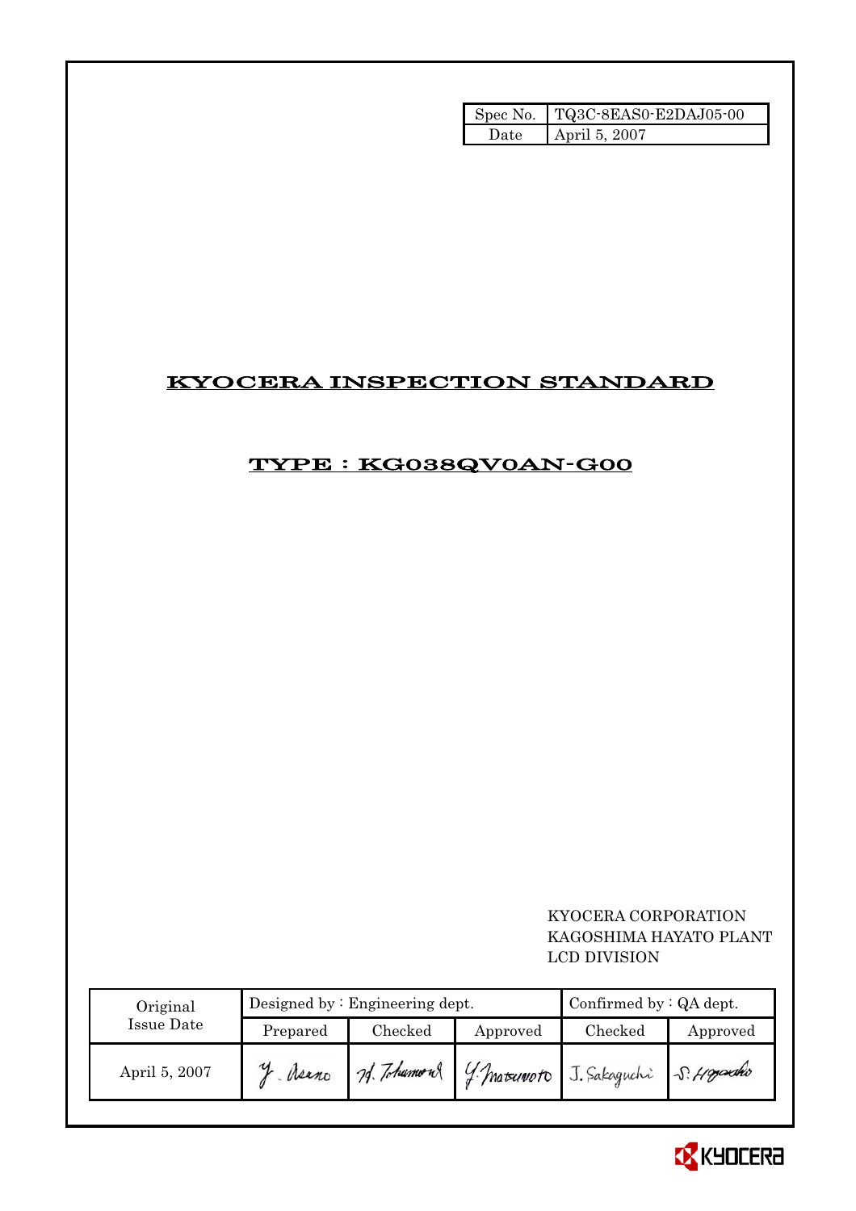| Spec No. | TQ3C-8EAS0-E2DAJ05-00 |
|---|---|
| Date | April 5, 2007 |

# KYOCERA INSPECTION STANDARD

## TYPE : KG038QV0AN-G00

KYOCERA CORPORATION
KAGOSHIMA HAYATO PLANT
LCD DIVISION

| Original Issue Date | Designed by : Engineering dept. | | | Confirmed by : QA dept. | |
|---|---|---|---|---|---|
| | Prepared | Checked | Approved | Checked | Approved |
| April 5, 2007 | Y. Asano | H. Tokumori | Y. Matsumoto | J. Sakaguchi | S. Higashi |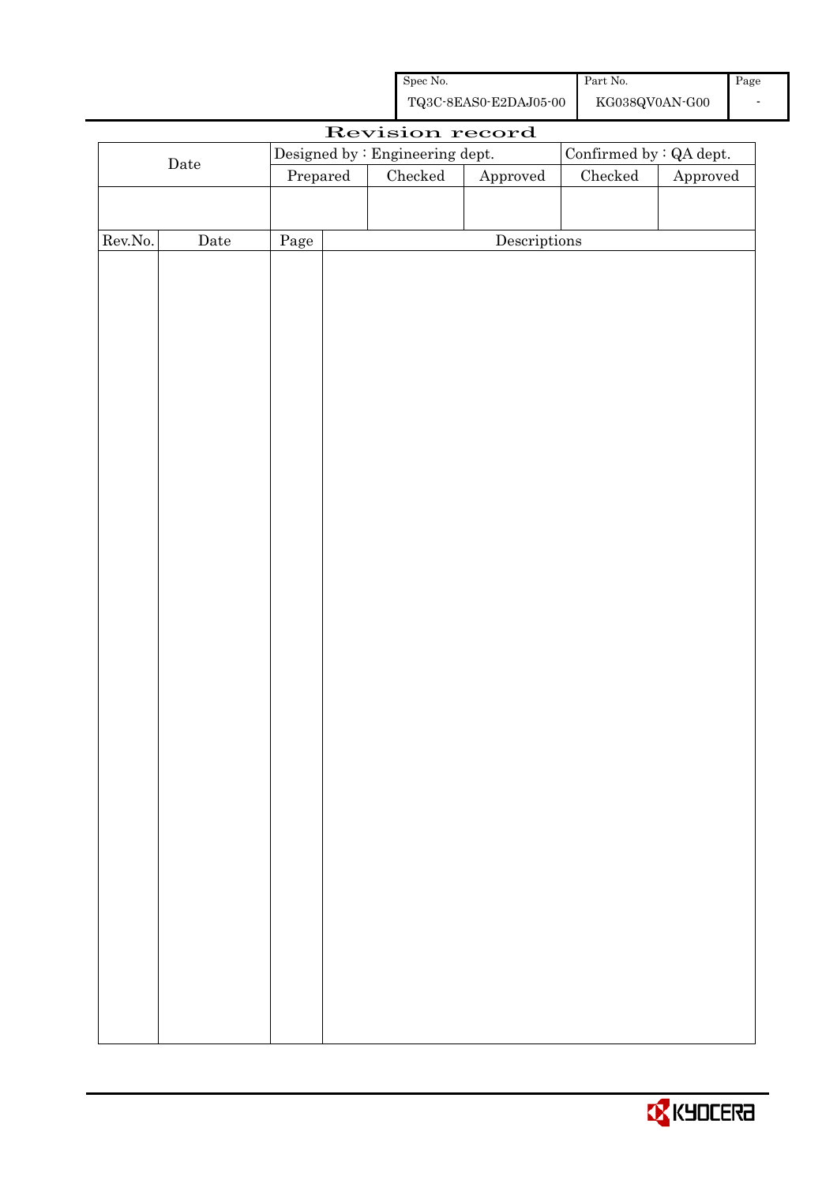| Spec No. | Part No. | Page |
|---|---|---|
| TQ3C-8EAS0-E2DAJ05-00 | KG038QV0AN-G00 | - |

# Revision record

| Date | Designed by : Engineering dept. | | | Confirmed by : QA dept. | |
|---|---|---|---|---|---|
| | Prepared | Checked | Approved | Checked | Approved |
| | | | | | |

| Rev.No. | Date | Page | Descriptions |
|---|---|---|---|
| | | | |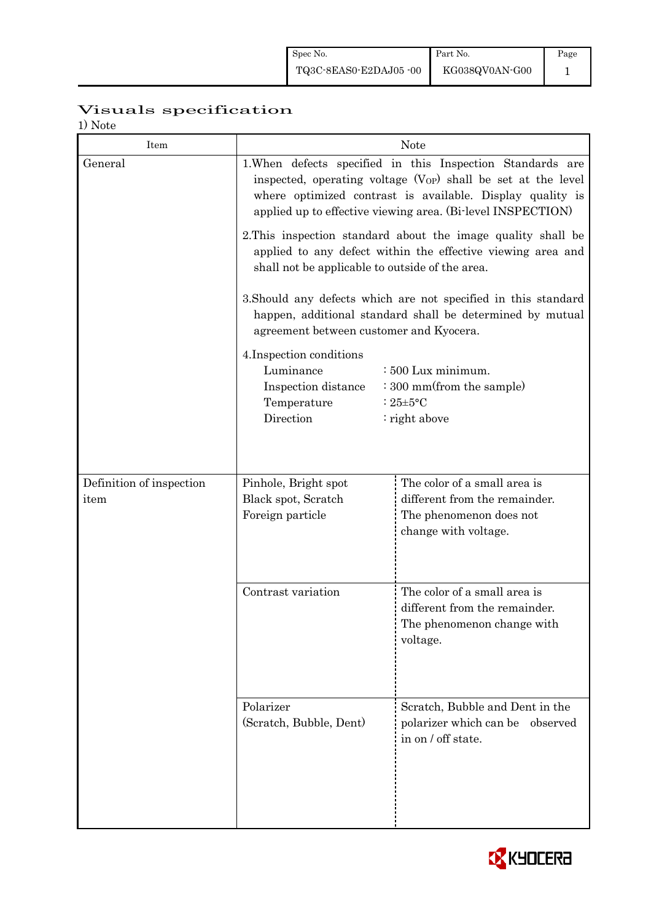# Visuals specification

1) Note

| Item | Note | |
|---|---|---|
| General | 1.When defects specified in this Inspection Standards are inspected, operating voltage ($V_{OP}$) shall be set at the level where optimized contrast is available. Display quality is applied up to effective viewing area. (Bi-level INSPECTION)<br><br>2.This inspection standard about the image quality shall be applied to any defect within the effective viewing area and shall not be applicable to outside of the area.<br><br>3.Should any defects which are not specified in this standard happen, additional standard shall be determined by mutual agreement between customer and Kyocera.<br><br>4.Inspection conditions<br>Luminance : 500 Lux minimum.<br>Inspection distance : 300 mm(from the sample)<br>Temperature : 25±5°C<br>Direction : right above | |
| Definition of inspection item | Pinhole, Bright spot<br>Black spot, Scratch<br>Foreign particle | The color of a small area is different from the remainder. The phenomenon does not change with voltage. |
| | Contrast variation | The color of a small area is different from the remainder. The phenomenon change with voltage. |
| | Polarizer<br>(Scratch, Bubble, Dent) | Scratch, Bubble and Dent in the polarizer which can be observed in on / off state. |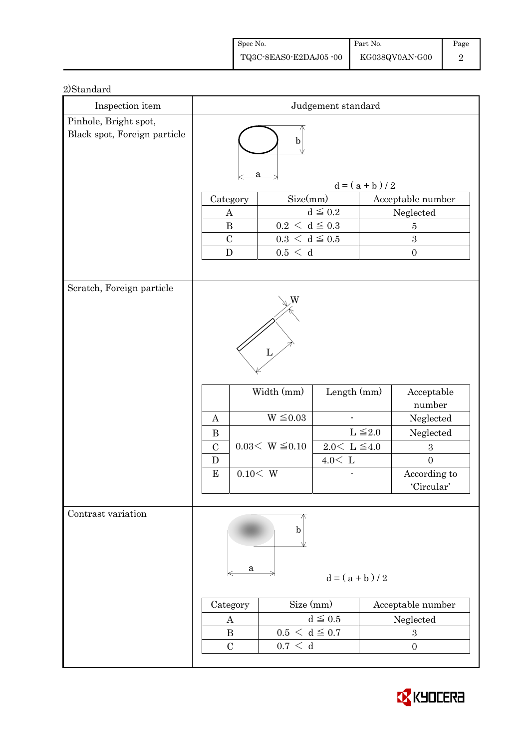2)Standard

| Inspection item | Judgement standard |
|---|---|
| Pinhole, Bright spot, Black spot, Foreign particle | $d = (a + b) / 2$ |

| Category | Size(mm) | Acceptable number |
|---|---|---|
| A | $d \leqq 0.2$ | Neglected |
| B | $0.2 < d \leqq 0.3$ | 5 |
| C | $0.3 < d \leqq 0.5$ | 3 |
| D | $0.5 < d$ | 0 |

Scratch, Foreign particle

| | Width (mm) | Length (mm) | Acceptable number |
|---|---|---|---|
| A | $W \leqq 0.03$ | - | Neglected |
| B | $0.03 < W \leqq 0.10$ | $L \leqq 2.0$ | Neglected |
| C | | $2.0 < L \leqq 4.0$ | 3 |
| D | | $4.0 < L$ | 0 |
| E | $0.10 < W$ | - | According to 'Circular' |

Contrast variation

$d = (a + b) / 2$

| Category | Size (mm) | Acceptable number |
|---|---|---|
| A | $d \leqq 0.5$ | Neglected |
| B | $0.5 < d \leqq 0.7$ | 3 |
| C | $0.7 < d$ | 0 |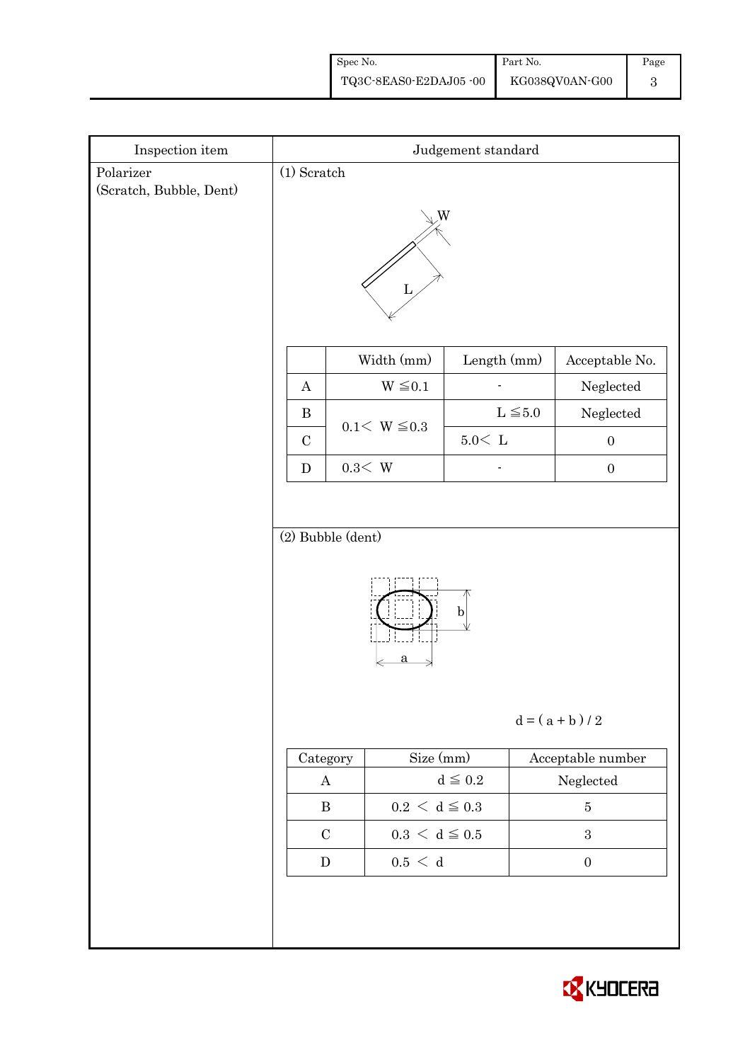| Inspection item | Judgement standard |
|---|---|
| Polarizer (Scratch, Bubble, Dent) | (1) Scratch |

W

L

| | Width (mm) | Length (mm) | Acceptable No. |
|---|---|---|---|
| A | W ≦0.1 | - | Neglected |
| B | 0.1< W ≦0.3 | L ≦5.0 | Neglected |
| C | | 5.0< L | 0 |
| D | 0.3< W | - | 0 |

(2) Bubble (dent)

b

a

d = ( a + b ) / 2

| Category | Size (mm) | Acceptable number |
|---|---|---|
| A | d ≦ 0.2 | Neglected |
| B | 0.2 < d ≦ 0.3 | 5 |
| C | 0.3 < d ≦ 0.5 | 3 |
| D | 0.5 < d | 0 |